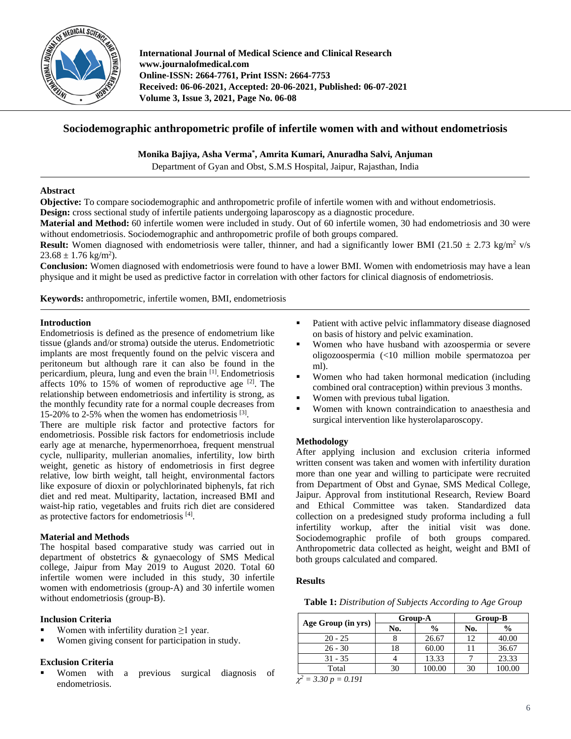# Sociodemographic anthropometric profile of infertile women with and without endometriosis

**Monika Bajiya, Asha Verma\*, Amrita Kumari, Anuradha Salvi, Anjuman**

Department of Gyan and Obst, S.M.S Hospital, Jaipur, Rajasthan, India

## Abstract

**Objective:** To compare sociodemographic and anthropometric profile of infertile women with and without endometriosis.

**Design:** cross sectional study of infertile patients undergoing laparoscopy as a diagnostic procedure.

**Material and Method:** 60 infertile women were included in study. Out of 60 infertile women, 30 had endometriosis and 30 were without endometriosis. Sociodemographic and anthropometric profile of both groups compared.

**Result:** Women diagnosed with endometriosis were taller, thinner, and had a significantly lower BMI ($21.50 \pm 2.73$ kg/m$^2$ v/s $23.68 \pm 1.76$ kg/m$^2$).

**Conclusion:** Women diagnosed with endometriosis were found to have a lower BMI. Women with endometriosis may have a lean physique and it might be used as predictive factor in correlation with other factors for clinical diagnosis of endometriosis.

**Keywords:** anthropometric, infertile women, BMI, endometriosis

## Introduction

Endometriosis is defined as the presence of endometrium like tissue (glands and/or stroma) outside the uterus. Endometriotic implants are most frequently found on the pelvic viscera and peritoneum but although rare it can also be found in the pericardium, pleura, lung and even the brain [1]. Endometriosis affects 10% to 15% of women of reproductive age [2]. The relationship between endometriosis and infertility is strong, as the monthly fecundity rate for a normal couple decreases from 15-20% to 2-5% when the women has endometriosis [3].

There are multiple risk factor and protective factors for endometriosis. Possible risk factors for endometriosis include early age at menarche, hypermenorrhoea, frequent menstrual cycle, nulliparity, mullerian anomalies, infertility, low birth weight, genetic as history of endometriosis in first degree relative, low birth weight, tall height, environmental factors like exposure of dioxin or polychlorinated biphenyls, fat rich diet and red meat. Multiparity, lactation, increased BMI and waist-hip ratio, vegetables and fruits rich diet are considered as protective factors for endometriosis [4].

## Material and Methods

The hospital based comparative study was carried out in department of obstetrics & gynaecology of SMS Medical college, Jaipur from May 2019 to August 2020. Total 60 infertile women were included in this study, 30 infertile women with endometriosis (group-A) and 30 infertile women without endometriosis (group-B).

### Inclusion Criteria

- Women with infertility duration ≥1 year.
- Women giving consent for participation in study.

### Exclusion Criteria

- Women with a previous surgical diagnosis of endometriosis.
- Patient with active pelvic inflammatory disease diagnosed on basis of history and pelvic examination.
- Women who have husband with azoospermia or severe oligozoospermia (<10 million mobile spermatozoa per ml).
- Women who had taken hormonal medication (including combined oral contraception) within previous 3 months.
- Women with previous tubal ligation.
- Women with known contraindication to anaesthesia and surgical intervention like hysterolaparoscopy.

### Methodology

After applying inclusion and exclusion criteria informed written consent was taken and women with infertility duration more than one year and willing to participate were recruited from Department of Obst and Gynae, SMS Medical College, Jaipur. Approval from institutional Research, Review Board and Ethical Committee was taken. Standardized data collection on a predesigned study proforma including a full infertility workup, after the initial visit was done. Sociodemographic profile of both groups compared. Anthropometric data collected as height, weight and BMI of both groups calculated and compared.

## Results

**Table 1:** *Distribution of Subjects According to Age Group*

| Age Group (in yrs) | Group-A | | Group-B | |
|---|---|---|---|---|
| | No. | % | No. | % |
| 20 - 25 | 8 | 26.67 | 12 | 40.00 |
| 26 - 30 | 18 | 60.00 | 11 | 36.67 |
| 31 - 35 | 4 | 13.33 | 7 | 23.33 |
| Total | 30 | 100.00 | 30 | 100.00 |

*$\chi^2 = 3.30$ $p = 0.191$*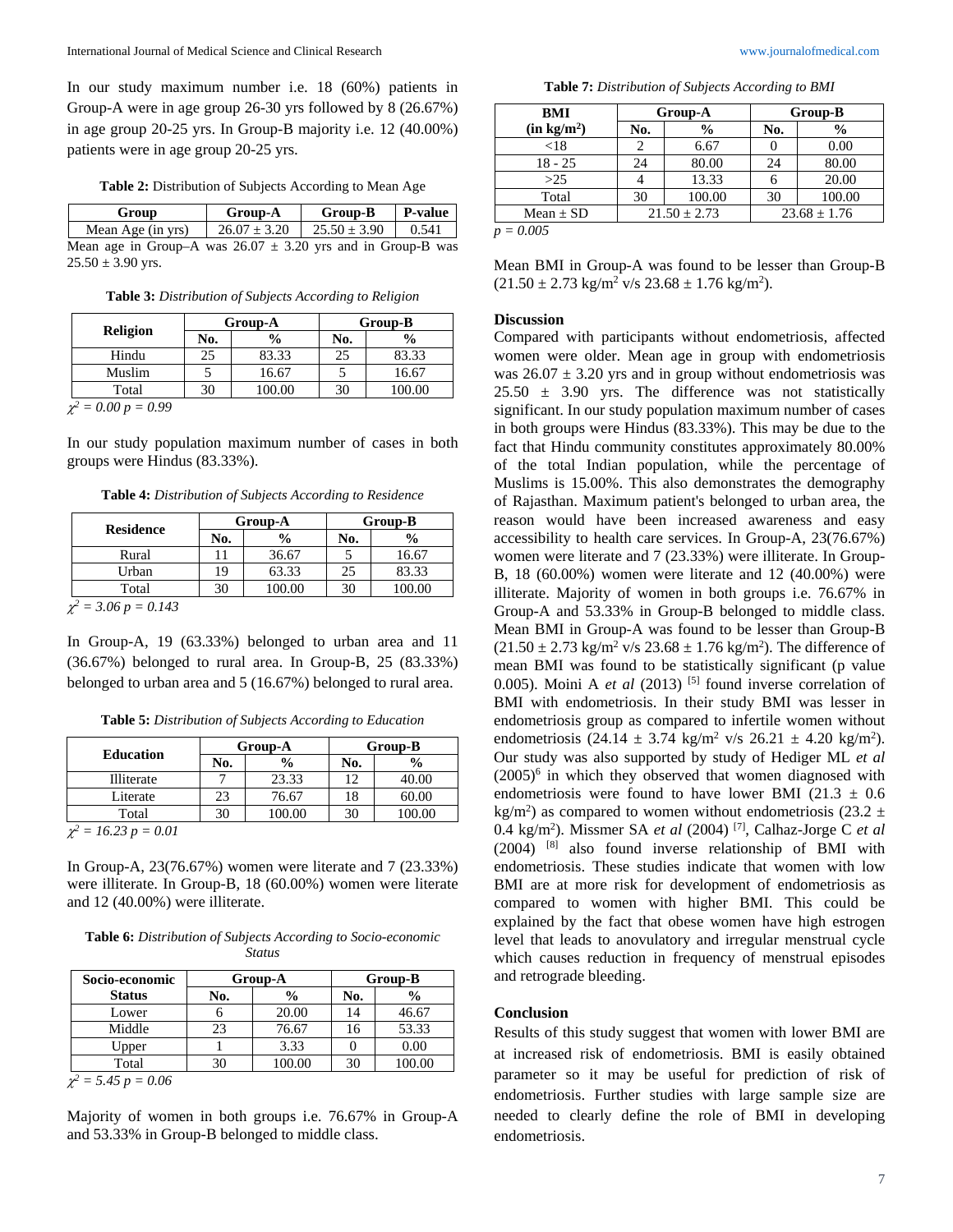In our study maximum number i.e. 18 (60%) patients in Group-A were in age group 26-30 yrs followed by 8 (26.67%) in age group 20-25 yrs. In Group-B majority i.e. 12 (40.00%) patients were in age group 20-25 yrs.

**Table 2:** Distribution of Subjects According to Mean Age

| Group | Group-A | Group-B | P-value |
|---|---|---|---|
| Mean Age (in yrs) | 26.07 ± 3.20 | 25.50 ± 3.90 | 0.541 |

Mean age in Group–A was 26.07 ± 3.20 yrs and in Group-B was 25.50 ± 3.90 yrs.

**Table 3:** *Distribution of Subjects According to Religion*

| Religion | Group-A | | Group-B | |
|---|---|---|---|---|
| | No. | % | No. | % |
| Hindu | 25 | 83.33 | 25 | 83.33 |
| Muslim | 5 | 16.67 | 5 | 16.67 |
| Total | 30 | 100.00 | 30 | 100.00 |

$\chi^2 = 0.00$ $p = 0.99$

In our study population maximum number of cases in both groups were Hindus (83.33%).

**Table 4:** *Distribution of Subjects According to Residence*

| Residence | Group-A | | Group-B | |
|---|---|---|---|---|
| | No. | % | No. | % |
| Rural | 11 | 36.67 | 5 | 16.67 |
| Urban | 19 | 63.33 | 25 | 83.33 |
| Total | 30 | 100.00 | 30 | 100.00 |

$\chi^2 = 3.06$ $p = 0.143$

In Group-A, 19 (63.33%) belonged to urban area and 11 (36.67%) belonged to rural area. In Group-B, 25 (83.33%) belonged to urban area and 5 (16.67%) belonged to rural area.

**Table 5:** *Distribution of Subjects According to Education*

| Education | Group-A | | Group-B | |
|---|---|---|---|---|
| | No. | % | No. | % |
| Illiterate | 7 | 23.33 | 12 | 40.00 |
| Literate | 23 | 76.67 | 18 | 60.00 |
| Total | 30 | 100.00 | 30 | 100.00 |

$\chi^2 = 16.23$ $p = 0.01$

In Group-A, 23(76.67%) women were literate and 7 (23.33%) were illiterate. In Group-B, 18 (60.00%) women were literate and 12 (40.00%) were illiterate.

**Table 6:** *Distribution of Subjects According to Socio-economic Status*

| Socio-economic Status | Group-A | | Group-B | |
|---|---|---|---|---|
| | No. | % | No. | % |
| Lower | 6 | 20.00 | 14 | 46.67 |
| Middle | 23 | 76.67 | 16 | 53.33 |
| Upper | 1 | 3.33 | 0 | 0.00 |
| Total | 30 | 100.00 | 30 | 100.00 |

$\chi^2 = 5.45$ $p = 0.06$

Majority of women in both groups i.e. 76.67% in Group-A and 53.33% in Group-B belonged to middle class.

**Table 7:** *Distribution of Subjects According to BMI*

| BMI (in kg/m$^2$) | Group-A | | Group-B | |
|---|---|---|---|---|
| | No. | % | No. | % |
| <18 | 2 | 6.67 | 0 | 0.00 |
| 18 - 25 | 24 | 80.00 | 24 | 80.00 |
| >25 | 4 | 13.33 | 6 | 20.00 |
| Total | 30 | 100.00 | 30 | 100.00 |
| Mean ± SD | 21.50 ± 2.73 | | 23.68 ± 1.76 | |

$p = 0.005$

Mean BMI in Group-A was found to be lesser than Group-B (21.50 ± 2.73 kg/m$^2$ v/s 23.68 ± 1.76 kg/m$^2$).

## Discussion

Compared with participants without endometriosis, affected women were older. Mean age in group with endometriosis was 26.07 ± 3.20 yrs and in group without endometriosis was 25.50 ± 3.90 yrs. The difference was not statistically significant. In our study population maximum number of cases in both groups were Hindus (83.33%). This may be due to the fact that Hindu community constitutes approximately 80.00% of the total Indian population, while the percentage of Muslims is 15.00%. This also demonstrates the demography of Rajasthan. Maximum patient's belonged to urban area, the reason would have been increased awareness and easy accessibility to health care services. In Group-A, 23(76.67%) women were literate and 7 (23.33%) were illiterate. In Group-B, 18 (60.00%) women were literate and 12 (40.00%) were illiterate. Majority of women in both groups i.e. 76.67% in Group-A and 53.33% in Group-B belonged to middle class. Mean BMI in Group-A was found to be lesser than Group-B (21.50 ± 2.73 kg/m$^2$ v/s 23.68 ± 1.76 kg/m$^2$). The difference of mean BMI was found to be statistically significant (p value 0.005). Moini A *et al* (2013) [5] found inverse correlation of BMI with endometriosis. In their study BMI was lesser in endometriosis group as compared to infertile women without endometriosis (24.14 ± 3.74 kg/m$^2$ v/s 26.21 ± 4.20 kg/m$^2$). Our study was also supported by study of Hediger ML *et al* (2005)[6] in which they observed that women diagnosed with endometriosis were found to have lower BMI (21.3 ± 0.6 kg/m$^2$) as compared to women without endometriosis (23.2 ± 0.4 kg/m$^2$). Missmer SA *et al* (2004) [7], Calhaz-Jorge C *et al* (2004) [8] also found inverse relationship of BMI with endometriosis. These studies indicate that women with low BMI are at more risk for development of endometriosis as compared to women with higher BMI. This could be explained by the fact that obese women have high estrogen level that leads to anovulatory and irregular menstrual cycle which causes reduction in frequency of menstrual episodes and retrograde bleeding.

## Conclusion

Results of this study suggest that women with lower BMI are at increased risk of endometriosis. BMI is easily obtained parameter so it may be useful for prediction of risk of endometriosis. Further studies with large sample size are needed to clearly define the role of BMI in developing endometriosis.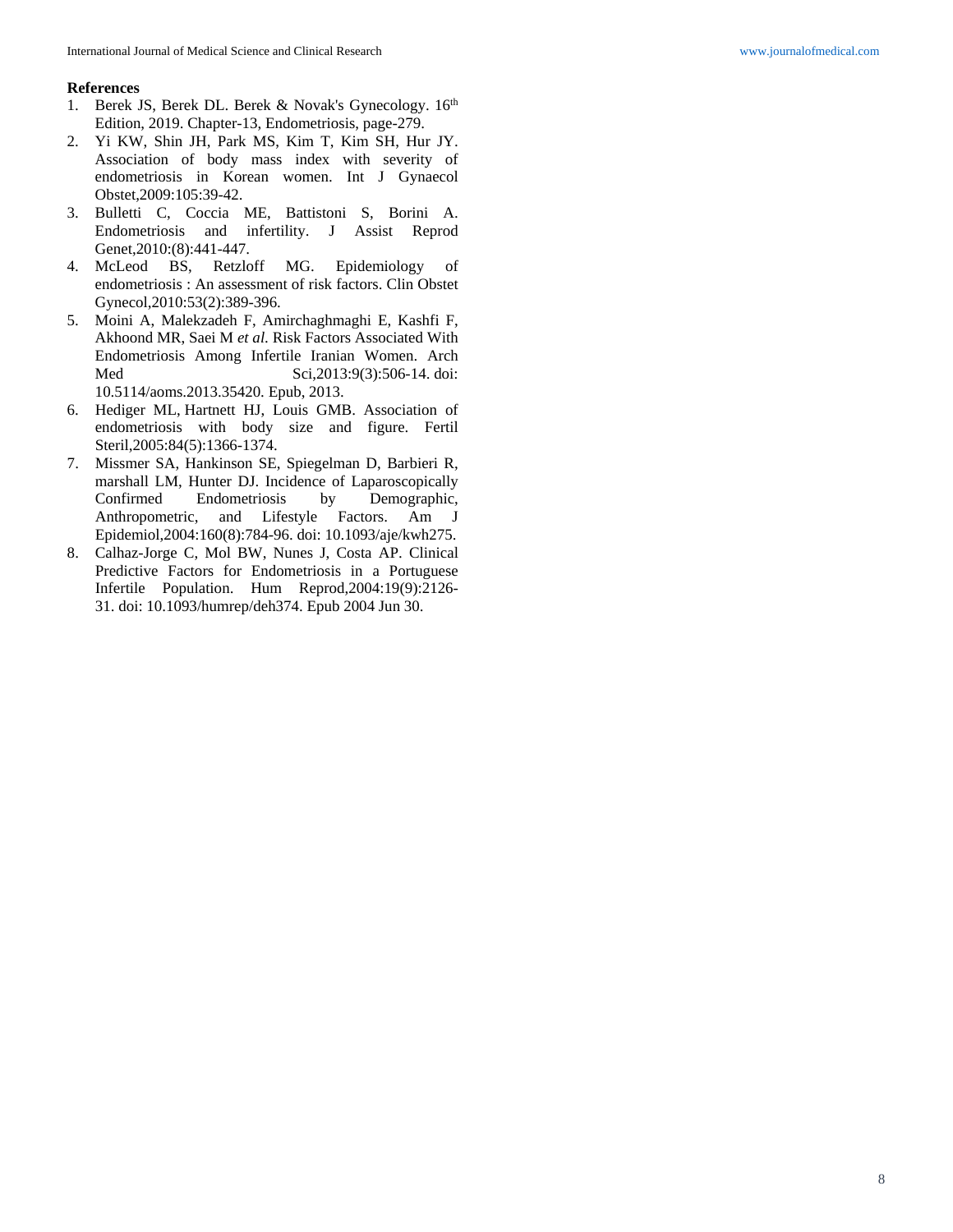## References

1. Berek JS, Berek DL. Berek & Novak's Gynecology. 16th Edition, 2019. Chapter-13, Endometriosis, page-279.
2. Yi KW, Shin JH, Park MS, Kim T, Kim SH, Hur JY. Association of body mass index with severity of endometriosis in Korean women. Int J Gynaecol Obstet,2009:105:39-42.
3. Bulletti C, Coccia ME, Battistoni S, Borini A. Endometriosis and infertility. J Assist Reprod Genet,2010:(8):441-447.
4. McLeod BS, Retzloff MG. Epidemiology of endometriosis : An assessment of risk factors. Clin Obstet Gynecol,2010:53(2):389-396.
5. Moini A, Malekzadeh F, Amirchaghmaghi E, Kashfi F, Akhoond MR, Saei M *et al.* Risk Factors Associated With Endometriosis Among Infertile Iranian Women. Arch Med Sci,2013:9(3):506-14. doi: 10.5114/aoms.2013.35420. Epub, 2013.
6. Hediger ML, Hartnett HJ, Louis GMB. Association of endometriosis with body size and figure. Fertil Steril,2005:84(5):1366-1374.
7. Missmer SA, Hankinson SE, Spiegelman D, Barbieri R, marshall LM, Hunter DJ. Incidence of Laparoscopically Confirmed Endometriosis by Demographic, Anthropometric, and Lifestyle Factors. Am J Epidemiol,2004:160(8):784-96. doi: 10.1093/aje/kwh275.
8. Calhaz-Jorge C, Mol BW, Nunes J, Costa AP. Clinical Predictive Factors for Endometriosis in a Portuguese Infertile Population. Hum Reprod,2004:19(9):2126-31. doi: 10.1093/humrep/deh374. Epub 2004 Jun 30.